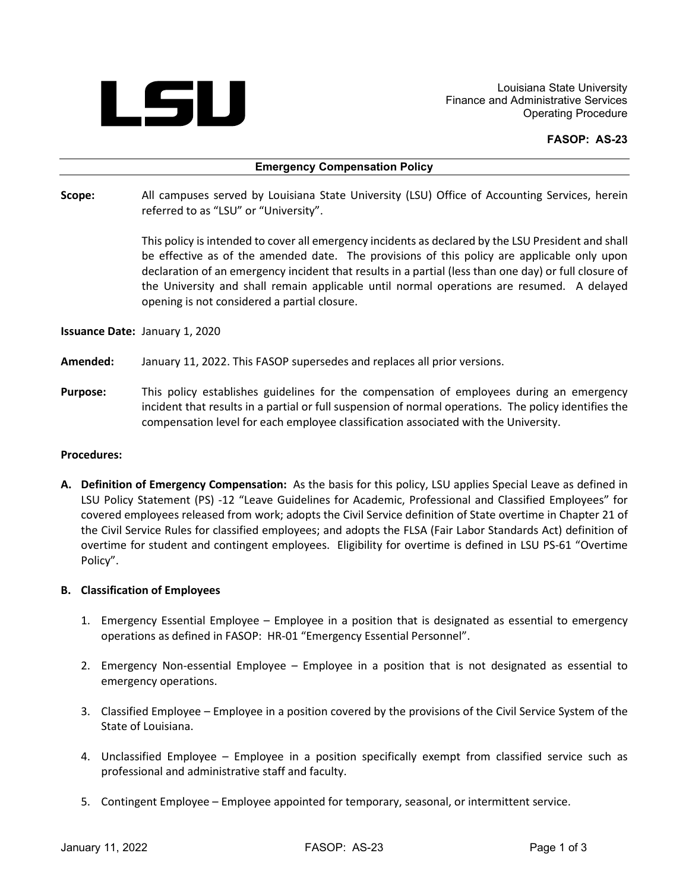LSU

Louisiana State University
Finance and Administrative Services
Operating Procedure

**FASOP: AS-23**

## Emergency Compensation Policy

**Scope:** All campuses served by Louisiana State University (LSU) Office of Accounting Services, herein referred to as "LSU" or "University".

This policy is intended to cover all emergency incidents as declared by the LSU President and shall be effective as of the amended date. The provisions of this policy are applicable only upon declaration of an emergency incident that results in a partial (less than one day) or full closure of the University and shall remain applicable until normal operations are resumed. A delayed opening is not considered a partial closure.

**Issuance Date:** January 1, 2020

**Amended:** January 11, 2022. This FASOP supersedes and replaces all prior versions.

**Purpose:** This policy establishes guidelines for the compensation of employees during an emergency incident that results in a partial or full suspension of normal operations. The policy identifies the compensation level for each employee classification associated with the University.

**Procedures:**

**A. Definition of Emergency Compensation:** As the basis for this policy, LSU applies Special Leave as defined in LSU Policy Statement (PS) -12 "Leave Guidelines for Academic, Professional and Classified Employees" for covered employees released from work; adopts the Civil Service definition of State overtime in Chapter 21 of the Civil Service Rules for classified employees; and adopts the FLSA (Fair Labor Standards Act) definition of overtime for student and contingent employees. Eligibility for overtime is defined in LSU PS-61 "Overtime Policy".

**B. Classification of Employees**

1. Emergency Essential Employee – Employee in a position that is designated as essential to emergency operations as defined in FASOP: HR-01 "Emergency Essential Personnel".

2. Emergency Non-essential Employee – Employee in a position that is not designated as essential to emergency operations.

3. Classified Employee – Employee in a position covered by the provisions of the Civil Service System of the State of Louisiana.

4. Unclassified Employee – Employee in a position specifically exempt from classified service such as professional and administrative staff and faculty.

5. Contingent Employee – Employee appointed for temporary, seasonal, or intermittent service.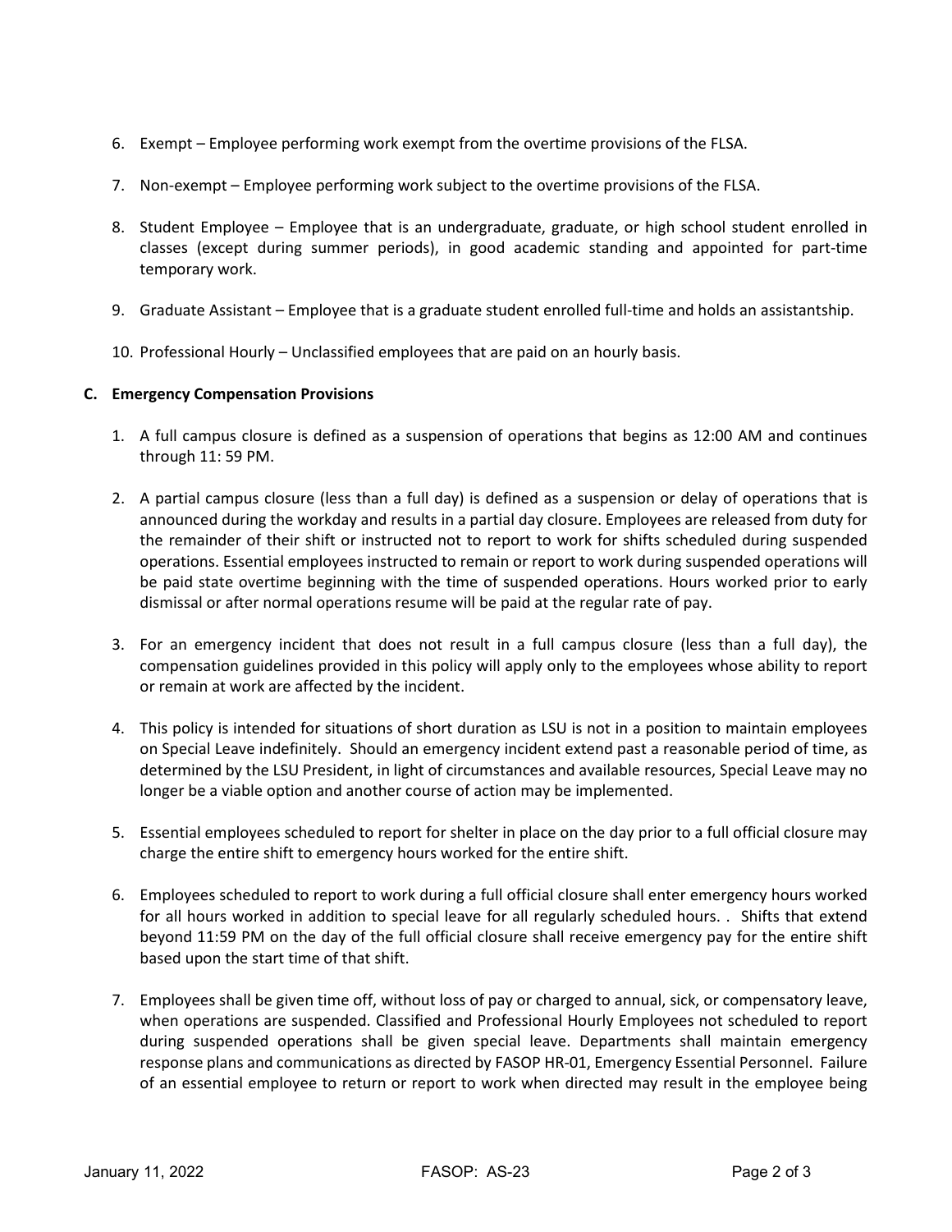6. Exempt – Employee performing work exempt from the overtime provisions of the FLSA.

7. Non-exempt – Employee performing work subject to the overtime provisions of the FLSA.

8. Student Employee – Employee that is an undergraduate, graduate, or high school student enrolled in classes (except during summer periods), in good academic standing and appointed for part-time temporary work.

9. Graduate Assistant – Employee that is a graduate student enrolled full-time and holds an assistantship.

10. Professional Hourly – Unclassified employees that are paid on an hourly basis.

**C. Emergency Compensation Provisions**

1. A full campus closure is defined as a suspension of operations that begins as 12:00 AM and continues through 11: 59 PM.

2. A partial campus closure (less than a full day) is defined as a suspension or delay of operations that is announced during the workday and results in a partial day closure. Employees are released from duty for the remainder of their shift or instructed not to report to work for shifts scheduled during suspended operations. Essential employees instructed to remain or report to work during suspended operations will be paid state overtime beginning with the time of suspended operations. Hours worked prior to early dismissal or after normal operations resume will be paid at the regular rate of pay.

3. For an emergency incident that does not result in a full campus closure (less than a full day), the compensation guidelines provided in this policy will apply only to the employees whose ability to report or remain at work are affected by the incident.

4. This policy is intended for situations of short duration as LSU is not in a position to maintain employees on Special Leave indefinitely. Should an emergency incident extend past a reasonable period of time, as determined by the LSU President, in light of circumstances and available resources, Special Leave may no longer be a viable option and another course of action may be implemented.

5. Essential employees scheduled to report for shelter in place on the day prior to a full official closure may charge the entire shift to emergency hours worked for the entire shift.

6. Employees scheduled to report to work during a full official closure shall enter emergency hours worked for all hours worked in addition to special leave for all regularly scheduled hours. . Shifts that extend beyond 11:59 PM on the day of the full official closure shall receive emergency pay for the entire shift based upon the start time of that shift.

7. Employees shall be given time off, without loss of pay or charged to annual, sick, or compensatory leave, when operations are suspended. Classified and Professional Hourly Employees not scheduled to report during suspended operations shall be given special leave. Departments shall maintain emergency response plans and communications as directed by FASOP HR-01, Emergency Essential Personnel. Failure of an essential employee to return or report to work when directed may result in the employee being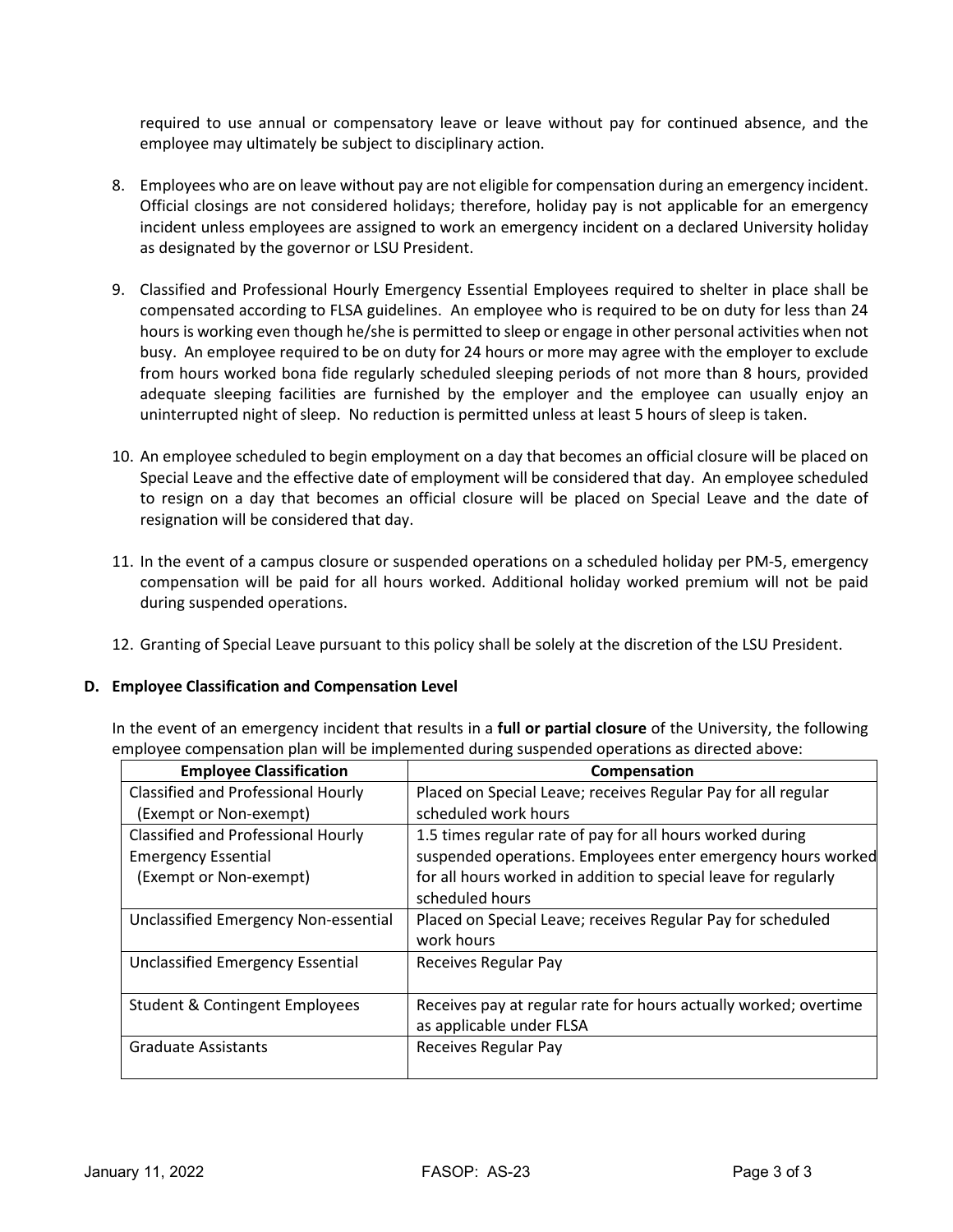required to use annual or compensatory leave or leave without pay for continued absence, and the employee may ultimately be subject to disciplinary action.

8. Employees who are on leave without pay are not eligible for compensation during an emergency incident. Official closings are not considered holidays; therefore, holiday pay is not applicable for an emergency incident unless employees are assigned to work an emergency incident on a declared University holiday as designated by the governor or LSU President.

9. Classified and Professional Hourly Emergency Essential Employees required to shelter in place shall be compensated according to FLSA guidelines. An employee who is required to be on duty for less than 24 hours is working even though he/she is permitted to sleep or engage in other personal activities when not busy. An employee required to be on duty for 24 hours or more may agree with the employer to exclude from hours worked bona fide regularly scheduled sleeping periods of not more than 8 hours, provided adequate sleeping facilities are furnished by the employer and the employee can usually enjoy an uninterrupted night of sleep. No reduction is permitted unless at least 5 hours of sleep is taken.

10. An employee scheduled to begin employment on a day that becomes an official closure will be placed on Special Leave and the effective date of employment will be considered that day. An employee scheduled to resign on a day that becomes an official closure will be placed on Special Leave and the date of resignation will be considered that day.

11. In the event of a campus closure or suspended operations on a scheduled holiday per PM-5, emergency compensation will be paid for all hours worked. Additional holiday worked premium will not be paid during suspended operations.

12. Granting of Special Leave pursuant to this policy shall be solely at the discretion of the LSU President.

**D. Employee Classification and Compensation Level**

In the event of an emergency incident that results in a **full or partial closure** of the University, the following employee compensation plan will be implemented during suspended operations as directed above:

| Employee Classification | Compensation |
|---|---|
| Classified and Professional Hourly (Exempt or Non-exempt) | Placed on Special Leave; receives Regular Pay for all regular scheduled work hours |
| Classified and Professional Hourly Emergency Essential (Exempt or Non-exempt) | 1.5 times regular rate of pay for all hours worked during suspended operations. Employees enter emergency hours worked for all hours worked in addition to special leave for regularly scheduled hours |
| Unclassified Emergency Non-essential | Placed on Special Leave; receives Regular Pay for scheduled work hours |
| Unclassified Emergency Essential | Receives Regular Pay |
| Student & Contingent Employees | Receives pay at regular rate for hours actually worked; overtime as applicable under FLSA |
| Graduate Assistants | Receives Regular Pay |